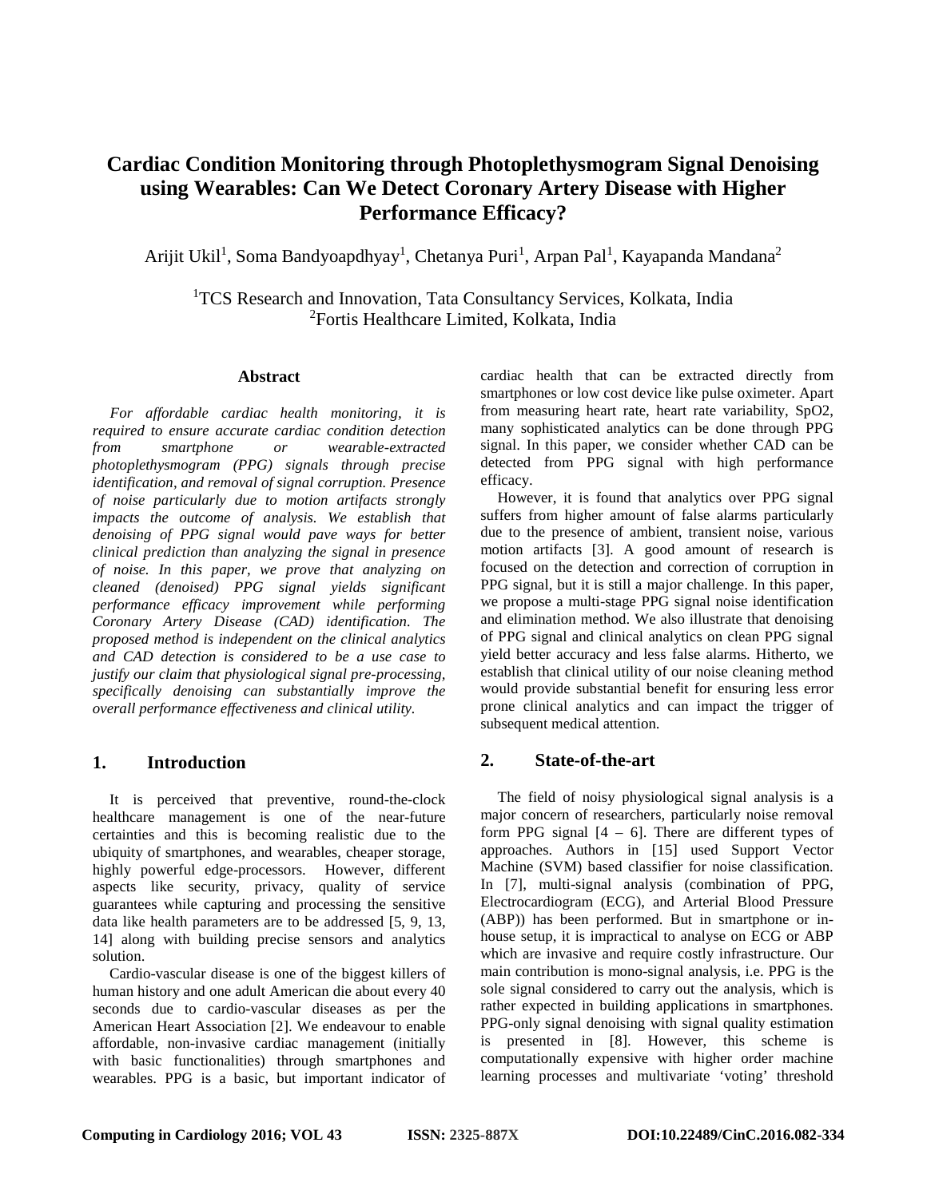# Cardiac Condition Monitoring through Photoplethysmogram Signal Denoising using Wearables: Can We Detect Coronary Artery Disease with Higher Performance Efficacy?

Arijit Ukil[1], Soma Bandyoapdhyay[1], Chetanya Puri[1], Arpan Pal[1], Kayapanda Mandana[2]

[1]TCS Research and Innovation, Tata Consultancy Services, Kolkata, India
[2]Fortis Healthcare Limited, Kolkata, India

### Abstract

*For affordable cardiac health monitoring, it is required to ensure accurate cardiac condition detection from smartphone or wearable-extracted photoplethysmogram (PPG) signals through precise identification, and removal of signal corruption. Presence of noise particularly due to motion artifacts strongly impacts the outcome of analysis. We establish that denoising of PPG signal would pave ways for better clinical prediction than analyzing the signal in presence of noise. In this paper, we prove that analyzing on cleaned (denoised) PPG signal yields significant performance efficacy improvement while performing Coronary Artery Disease (CAD) identification. The proposed method is independent on the clinical analytics and CAD detection is considered to be a use case to justify our claim that physiological signal pre-processing, specifically denoising can substantially improve the overall performance effectiveness and clinical utility.*

## 1. Introduction

It is perceived that preventive, round-the-clock healthcare management is one of the near-future certainties and this is becoming realistic due to the ubiquity of smartphones, and wearables, cheaper storage, highly powerful edge-processors. However, different aspects like security, privacy, quality of service guarantees while capturing and processing the sensitive data like health parameters are to be addressed [5, 9, 13, 14] along with building precise sensors and analytics solution.

Cardio-vascular disease is one of the biggest killers of human history and one adult American die about every 40 seconds due to cardio-vascular diseases as per the American Heart Association [2]. We endeavour to enable affordable, non-invasive cardiac management (initially with basic functionalities) through smartphones and wearables. PPG is a basic, but important indicator of cardiac health that can be extracted directly from smartphones or low cost device like pulse oximeter. Apart from measuring heart rate, heart rate variability, SpO2, many sophisticated analytics can be done through PPG signal. In this paper, we consider whether CAD can be detected from PPG signal with high performance efficacy.

However, it is found that analytics over PPG signal suffers from higher amount of false alarms particularly due to the presence of ambient, transient noise, various motion artifacts [3]. A good amount of research is focused on the detection and correction of corruption in PPG signal, but it is still a major challenge. In this paper, we propose a multi-stage PPG signal noise identification and elimination method. We also illustrate that denoising of PPG signal and clinical analytics on clean PPG signal yield better accuracy and less false alarms. Hitherto, we establish that clinical utility of our noise cleaning method would provide substantial benefit for ensuring less error prone clinical analytics and can impact the trigger of subsequent medical attention.

## 2. State-of-the-art

The field of noisy physiological signal analysis is a major concern of researchers, particularly noise removal form PPG signal [4 – 6]. There are different types of approaches. Authors in [15] used Support Vector Machine (SVM) based classifier for noise classification. In [7], multi-signal analysis (combination of PPG, Electrocardiogram (ECG), and Arterial Blood Pressure (ABP)) has been performed. But in smartphone or in-house setup, it is impractical to analyse on ECG or ABP which are invasive and require costly infrastructure. Our main contribution is mono-signal analysis, i.e. PPG is the sole signal considered to carry out the analysis, which is rather expected in building applications in smartphones. PPG-only signal denoising with signal quality estimation is presented in [8]. However, this scheme is computationally expensive with higher order machine learning processes and multivariate 'voting' threshold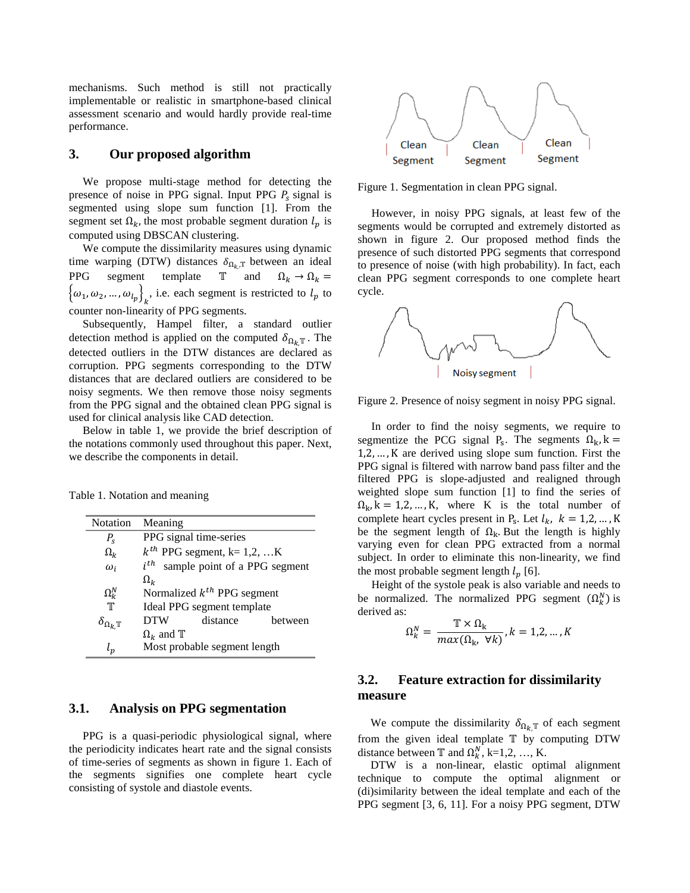mechanisms. Such method is still not practically implementable or realistic in smartphone-based clinical assessment scenario and would hardly provide real-time performance.

## 3. Our proposed algorithm

We propose multi-stage method for detecting the presence of noise in PPG signal. Input PPG $P_s$ signal is segmented using slope sum function [1]. From the segment set $\Omega_k$, the most probable segment duration $l_p$ is computed using DBSCAN clustering.

We compute the dissimilarity measures using dynamic time warping (DTW) distances $\delta_{\Omega_k,\mathbb{T}}$ between an ideal PPG segment template $\mathbb{T}$ and $\Omega_k \rightarrow \Omega_k = \left\{\omega_1, \omega_2, \ldots, \omega_{l_p}\right\}_k$, i.e. each segment is restricted to $l_p$ to counter non-linearity of PPG segments.

Subsequently, Hampel filter, a standard outlier detection method is applied on the computed $\delta_{\Omega_k,\mathbb{T}}$. The detected outliers in the DTW distances are declared as corruption. PPG segments corresponding to the DTW distances that are declared outliers are considered to be noisy segments. We then remove those noisy segments from the PPG signal and the obtained clean PPG signal is used for clinical analysis like CAD detection.

Below in table 1, we provide the brief description of the notations commonly used throughout this paper. Next, we describe the components in detail.

Table 1. Notation and meaning

| Notation | Meaning |
|---|---|
| $P_s$ | PPG signal time-series |
| $\Omega_k$ | $k^{th}$ PPG segment, k= 1,2, …K |
| $\omega_i$ | $i^{th}$ sample point of a PPG segment $\Omega_k$ |
| $\Omega_k^N$ | Normalized $k^{th}$ PPG segment |
| $\mathbb{T}$ | Ideal PPG segment template |
| $\delta_{\Omega_k,\mathbb{T}}$ | DTW distance between $\Omega_k$ and $\mathbb{T}$ |
| $l_p$ | Most probable segment length |

### 3.1. Analysis on PPG segmentation

PPG is a quasi-periodic physiological signal, where the periodicity indicates heart rate and the signal consists of time-series of segments as shown in figure 1. Each of the segments signifies one complete heart cycle consisting of systole and diastole events.

Clean Segment
Clean Segment
Clean Segment

Figure 1. Segmentation in clean PPG signal.

However, in noisy PPG signals, at least few of the segments would be corrupted and extremely distorted as shown in figure 2. Our proposed method finds the presence of such distorted PPG segments that correspond to presence of noise (with high probability). In fact, each clean PPG segment corresponds to one complete heart cycle.

Noisy segment

Figure 2. Presence of noisy segment in noisy PPG signal.

In order to find the noisy segments, we require to segmentize the PCG signal $P_s$. The segments $\Omega_k, k = 1,2, \ldots, K$ are derived using slope sum function. First the PPG signal is filtered with narrow band pass filter and the filtered PPG is slope-adjusted and realigned through weighted slope sum function [1] to find the series of $\Omega_k, k = 1,2, \ldots, K$, where K is the total number of complete heart cycles present in $P_s$. Let $l_k$, $k = 1,2, \ldots, K$ be the segment length of $\Omega_k$. But the length is highly varying even for clean PPG extracted from a normal subject. In order to eliminate this non-linearity, we find the most probable segment length $l_p$ [6].

Height of the systole peak is also variable and needs to be normalized. The normalized PPG segment ($\Omega_k^N$) is derived as:

$$\Omega_k^N = \frac{\mathbb{T} \times \Omega_k}{max(\Omega_k, \ \forall k)}, k = 1,2, \ldots, K$$

### 3.2. Feature extraction for dissimilarity measure

We compute the dissimilarity $\delta_{\Omega_k,\mathbb{T}}$ of each segment from the given ideal template $\mathbb{T}$ by computing DTW distance between $\mathbb{T}$ and $\Omega_k^N$, k=1,2, …, K.

DTW is a non-linear, elastic optimal alignment technique to compute the optimal alignment or (di)similarity between the ideal template and each of the PPG segment [3, 6, 11]. For a noisy PPG segment, DTW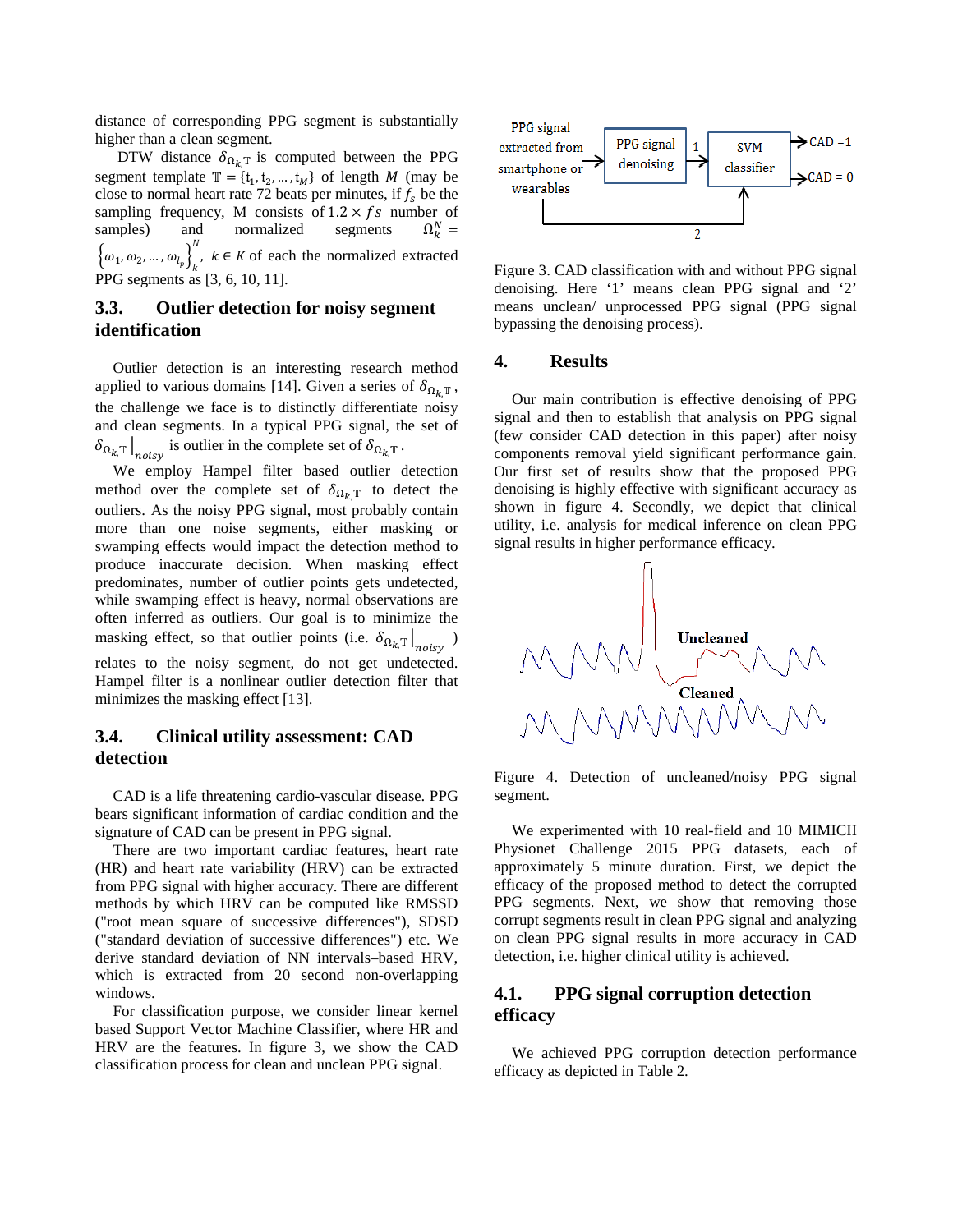distance of corresponding PPG segment is substantially higher than a clean segment.

DTW distance $\delta_{\Omega_k,\mathbb{T}}$ is computed between the PPG segment template $\mathbb{T} = \{t_1, t_2, \dots, t_M\}$ of length $M$ (may be close to normal heart rate 72 beats per minutes, if $f_s$ be the sampling frequency, M consists of $1.2 \times fs$ number of samples) and normalized segments $\Omega_k^N = \{\omega_1, \omega_2, \dots, \omega_{l_p}\}_k^N$, $k \in K$ of each the normalized extracted PPG segments as [3, 6, 10, 11].

### 3.3. Outlier detection for noisy segment identification

Outlier detection is an interesting research method applied to various domains [14]. Given a series of $\delta_{\Omega_k,\mathbb{T}}$, the challenge we face is to distinctly differentiate noisy and clean segments. In a typical PPG signal, the set of $\delta_{\Omega_k,\mathbb{T}}\big|_{noisy}$ is outlier in the complete set of $\delta_{\Omega_k,\mathbb{T}}$.

We employ Hampel filter based outlier detection method over the complete set of $\delta_{\Omega_k,\mathbb{T}}$ to detect the outliers. As the noisy PPG signal, most probably contain more than one noise segments, either masking or swamping effects would impact the detection method to produce inaccurate decision. When masking effect predominates, number of outlier points gets undetected, while swamping effect is heavy, normal observations are often inferred as outliers. Our goal is to minimize the masking effect, so that outlier points (i.e. $\delta_{\Omega_k,\mathbb{T}}\big|_{noisy}$) relates to the noisy segment, do not get undetected. Hampel filter is a nonlinear outlier detection filter that minimizes the masking effect [13].

### 3.4. Clinical utility assessment: CAD detection

CAD is a life threatening cardio-vascular disease. PPG bears significant information of cardiac condition and the signature of CAD can be present in PPG signal.

There are two important cardiac features, heart rate (HR) and heart rate variability (HRV) can be extracted from PPG signal with higher accuracy. There are different methods by which HRV can be computed like RMSSD ("root mean square of successive differences"), SDSD ("standard deviation of successive differences") etc. We derive standard deviation of NN intervals–based HRV, which is extracted from 20 second non-overlapping windows.

For classification purpose, we consider linear kernel based Support Vector Machine Classifier, where HR and HRV are the features. In figure 3, we show the CAD classification process for clean and unclean PPG signal.

PPG signal extracted from smartphone or wearables
PPG signal denoising
1
SVM classifier
CAD =1
CAD = 0
2

Figure 3. CAD classification with and without PPG signal denoising. Here '1' means clean PPG signal and '2' means unclean/ unprocessed PPG signal (PPG signal bypassing the denoising process).

## 4. Results

Our main contribution is effective denoising of PPG signal and then to establish that analysis on PPG signal (few consider CAD detection in this paper) after noisy components removal yield significant performance gain. Our first set of results show that the proposed PPG denoising is highly effective with significant accuracy as shown in figure 4. Secondly, we depict that clinical utility, i.e. analysis for medical inference on clean PPG signal results in higher performance efficacy.

Uncleaned
Cleaned

Figure 4. Detection of uncleaned/noisy PPG signal segment.

We experimented with 10 real-field and 10 MIMICII Physionet Challenge 2015 PPG datasets, each of approximately 5 minute duration. First, we depict the efficacy of the proposed method to detect the corrupted PPG segments. Next, we show that removing those corrupt segments result in clean PPG signal and analyzing on clean PPG signal results in more accuracy in CAD detection, i.e. higher clinical utility is achieved.

### 4.1. PPG signal corruption detection efficacy

We achieved PPG corruption detection performance efficacy as depicted in Table 2.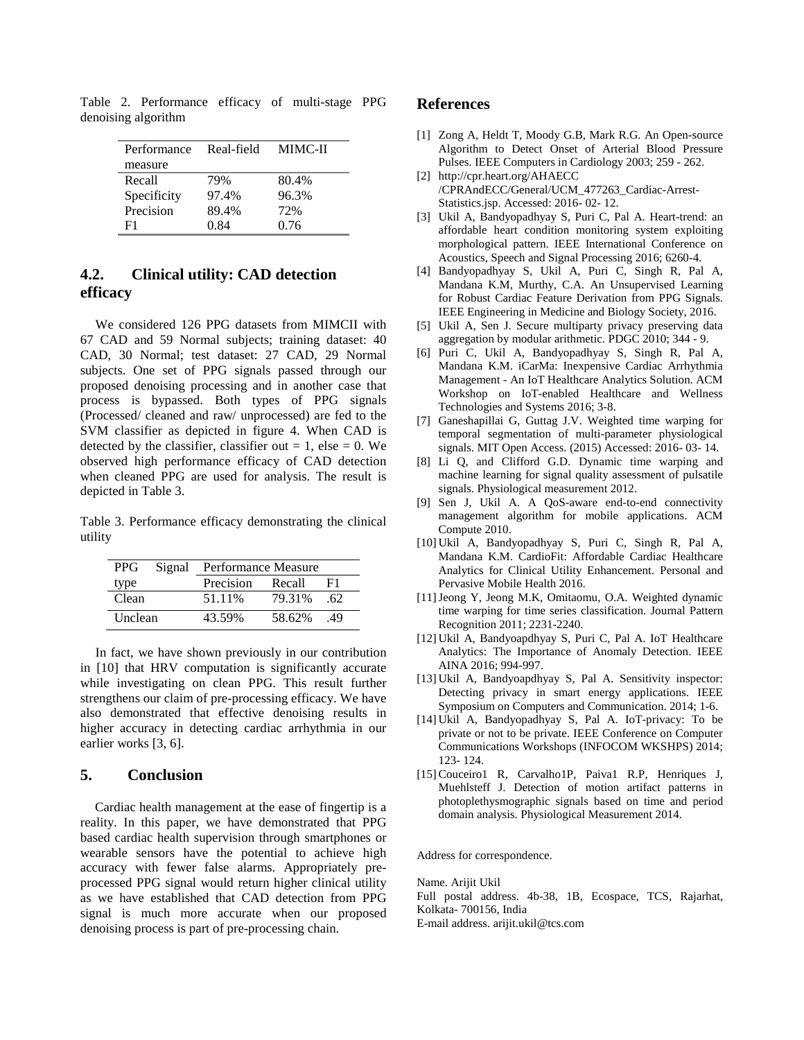Table 2. Performance efficacy of multi-stage PPG denoising algorithm

| Performance measure | Real-field | MIMC-II |
| --- | --- | --- |
| Recall | 79% | 80.4% |
| Specificity | 97.4% | 96.3% |
| Precision | 89.4% | 72% |
| F1 | 0.84 | 0.76 |

## 4.2. Clinical utility: CAD detection efficacy

We considered 126 PPG datasets from MIMCII with 67 CAD and 59 Normal subjects; training dataset: 40 CAD, 30 Normal; test dataset: 27 CAD, 29 Normal subjects. One set of PPG signals passed through our proposed denoising processing and in another case that process is bypassed. Both types of PPG signals (Processed/ cleaned and raw/ unprocessed) are fed to the SVM classifier as depicted in figure 4. When CAD is detected by the classifier, classifier out = 1, else = 0. We observed high performance efficacy of CAD detection when cleaned PPG are used for analysis. The result is depicted in Table 3.

Table 3. Performance efficacy demonstrating the clinical utility

| PPG Signal type | Performance Measure | | |
| --- | --- | --- | --- |
| | Precision | Recall | F1 |
| Clean | 51.11% | 79.31% | .62 |
| Unclean | 43.59% | 58.62% | .49 |

In fact, we have shown previously in our contribution in [10] that HRV computation is significantly accurate while investigating on clean PPG. This result further strengthens our claim of pre-processing efficacy. We have also demonstrated that effective denoising results in higher accuracy in detecting cardiac arrhythmia in our earlier works [3, 6].

## 5. Conclusion

Cardiac health management at the ease of fingertip is a reality. In this paper, we have demonstrated that PPG based cardiac health supervision through smartphones or wearable sensors have the potential to achieve high accuracy with fewer false alarms. Appropriately pre-processed PPG signal would return higher clinical utility as we have established that CAD detection from PPG signal is much more accurate when our proposed denoising process is part of pre-processing chain.

## References

[1] Zong A, Heldt T, Moody G.B, Mark R.G. An Open-source Algorithm to Detect Onset of Arterial Blood Pressure Pulses. IEEE Computers in Cardiology 2003; 259 - 262.

[2] http://cpr.heart.org/AHAECC /CPRAndECC/General/UCM_477263_Cardiac-Arrest-Statistics.jsp. Accessed: 2016- 02- 12.

[3] Ukil A, Bandyopadhyay S, Puri C, Pal A. Heart-trend: an affordable heart condition monitoring system exploiting morphological pattern. IEEE International Conference on Acoustics, Speech and Signal Processing 2016; 6260-4.

[4] Bandyopadhyay S, Ukil A, Puri C, Singh R, Pal A, Mandana K.M, Murthy, C.A. An Unsupervised Learning for Robust Cardiac Feature Derivation from PPG Signals. IEEE Engineering in Medicine and Biology Society, 2016.

[5] Ukil A, Sen J. Secure multiparty privacy preserving data aggregation by modular arithmetic. PDGC 2010; 344 - 9.

[6] Puri C, Ukil A, Bandyopadhyay S, Singh R, Pal A, Mandana K.M. iCarMa: Inexpensive Cardiac Arrhythmia Management - An IoT Healthcare Analytics Solution. ACM Workshop on IoT-enabled Healthcare and Wellness Technologies and Systems 2016; 3-8.

[7] Ganeshapillai G, Guttag J.V. Weighted time warping for temporal segmentation of multi-parameter physiological signals. MIT Open Access. (2015) Accessed: 2016- 03- 14.

[8] Li Q, and Clifford G.D. Dynamic time warping and machine learning for signal quality assessment of pulsatile signals. Physiological measurement 2012.

[9] Sen J, Ukil A. A QoS-aware end-to-end connectivity management algorithm for mobile applications. ACM Compute 2010.

[10] Ukil A, Bandyopadhyay S, Puri C, Singh R, Pal A, Mandana K.M. CardioFit: Affordable Cardiac Healthcare Analytics for Clinical Utility Enhancement. Personal and Pervasive Mobile Health 2016.

[11] Jeong Y, Jeong M.K, Omitaomu, O.A. Weighted dynamic time warping for time series classification. Journal Pattern Recognition 2011; 2231-2240.

[12] Ukil A, Bandyoapdhyay S, Puri C, Pal A. IoT Healthcare Analytics: The Importance of Anomaly Detection. IEEE AINA 2016; 994-997.

[13] Ukil A, Bandyoapdhyay S, Pal A. Sensitivity inspector: Detecting privacy in smart energy applications. IEEE Symposium on Computers and Communication. 2014; 1-6.

[14] Ukil A, Bandyopadhyay S, Pal A. IoT-privacy: To be private or not to be private. IEEE Conference on Computer Communications Workshops (INFOCOM WKSHPS) 2014; 123- 124.

[15] Couceiro1 R, Carvalho1P, Paiva1 R.P, Henriques J, Muehlsteff J. Detection of motion artifact patterns in photoplethysmographic signals based on time and period domain analysis. Physiological Measurement 2014.

Address for correspondence.

Name. Arijit Ukil
Full postal address. 4b-38, 1B, Ecospace, TCS, Rajarhat, Kolkata- 700156, India
E-mail address. arijit.ukil@tcs.com